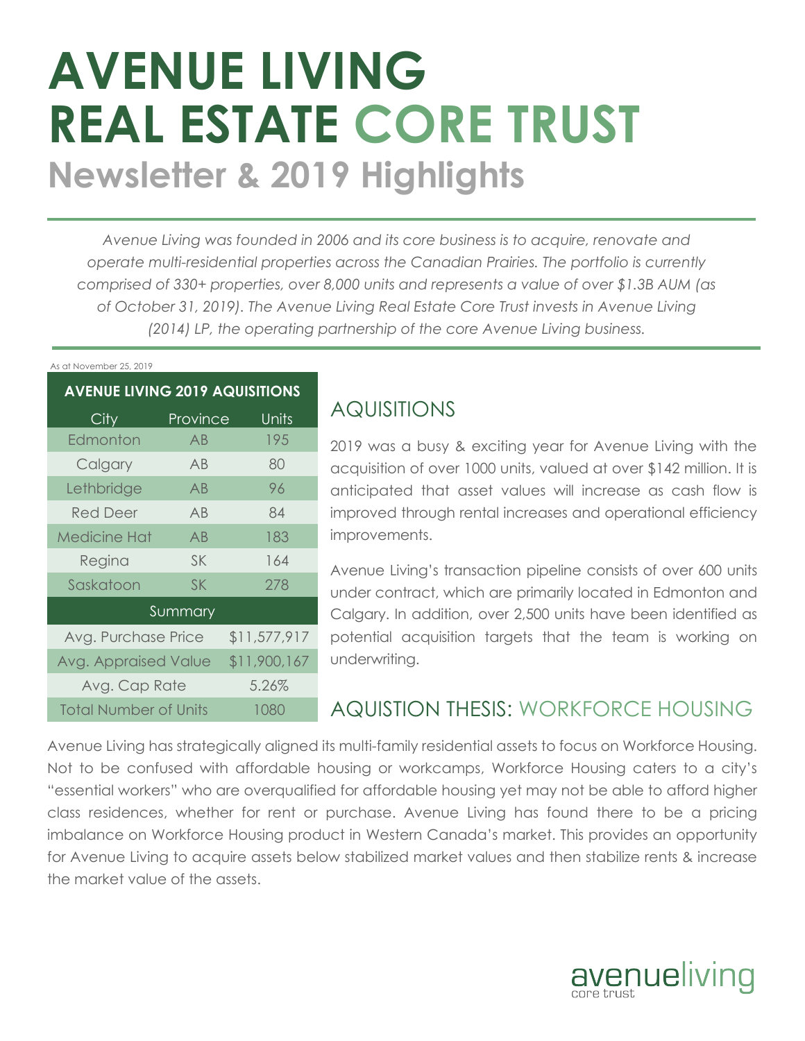# AVENUE LIVING REAL ESTATE CORE TRUST

## Newsletter & 2019 Highlights

*Avenue Living was founded in 2006 and its core business is to acquire, renovate and operate multi-residential properties across the Canadian Prairies. The portfolio is currently comprised of 330+ properties, over 8,000 units and represents a value of over $1.3B AUM (as of October 31, 2019). The Avenue Living Real Estate Core Trust invests in Avenue Living (2014) LP, the operating partnership of the core Avenue Living business.*

As at November 25, 2019

| AVENUE LIVING 2019 AQUISITIONS | | |
|---|---|---|
| City | Province | Units |
| Edmonton | AB | 195 |
| Calgary | AB | 80 |
| Lethbridge | AB | 96 |
| Red Deer | AB | 84 |
| Medicine Hat | AB | 183 |
| Regina | SK | 164 |
| Saskatoon | SK | 278 |
| Summary | | |
| Avg. Purchase Price | | $11,577,917 |
| Avg. Appraised Value | | $11,900,167 |
| Avg. Cap Rate | | 5.26% |
| Total Number of Units | | 1080 |

## AQUISITIONS

2019 was a busy & exciting year for Avenue Living with the acquisition of over 1000 units, valued at over $142 million. It is anticipated that asset values will increase as cash flow is improved through rental increases and operational efficiency improvements.

Avenue Living's transaction pipeline consists of over 600 units under contract, which are primarily located in Edmonton and Calgary. In addition, over 2,500 units have been identified as potential acquisition targets that the team is working on underwriting.

## AQUISTION THESIS: WORKFORCE HOUSING

Avenue Living has strategically aligned its multi-family residential assets to focus on Workforce Housing. Not to be confused with affordable housing or workcamps, Workforce Housing caters to a city's "essential workers" who are overqualified for affordable housing yet may not be able to afford higher class residences, whether for rent or purchase. Avenue Living has found there to be a pricing imbalance on Workforce Housing product in Western Canada's market. This provides an opportunity for Avenue Living to acquire assets below stabilized market values and then stabilize rents & increase the market value of the assets.

avenueliving
core trust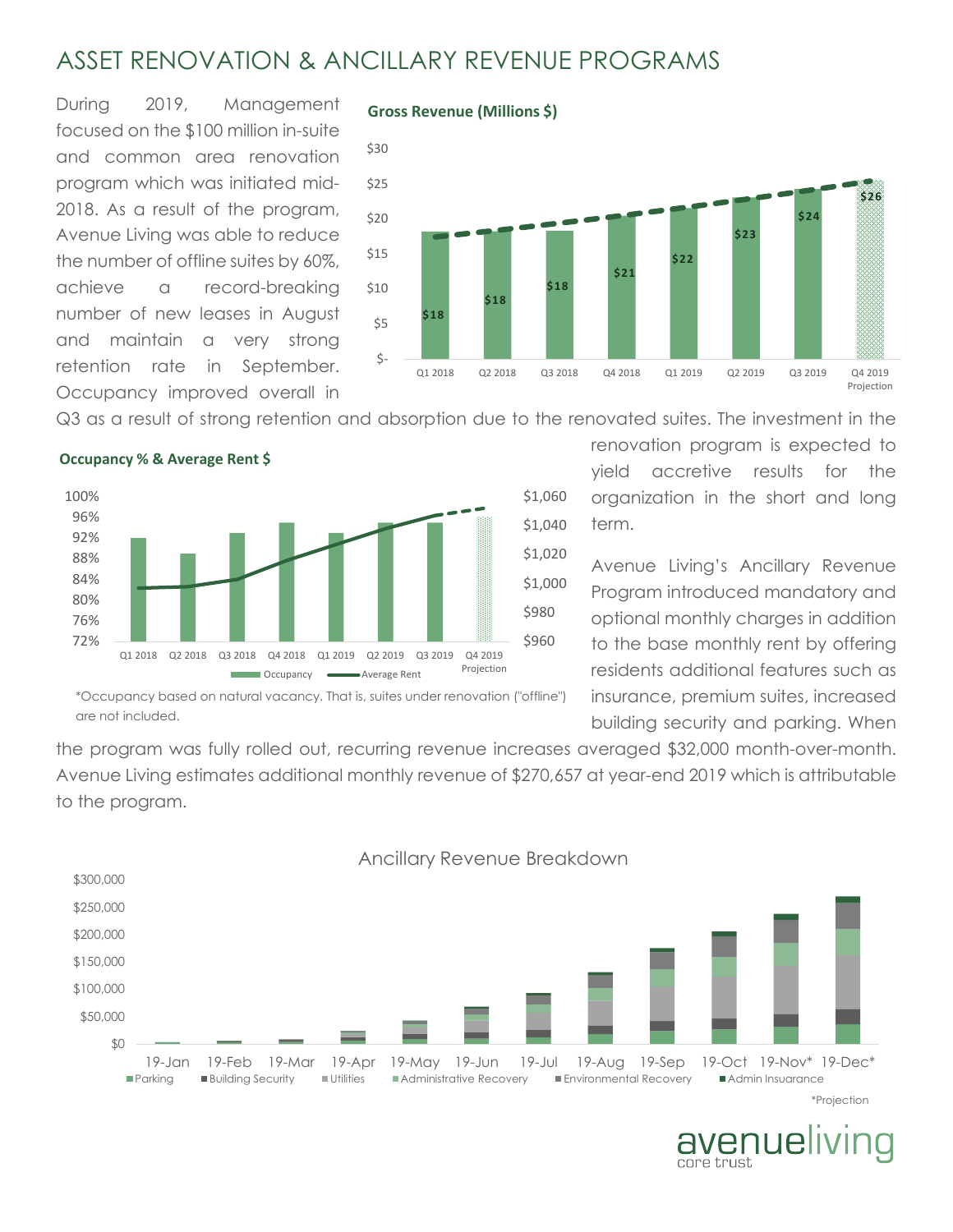# ASSET RENOVATION & ANCILLARY REVENUE PROGRAMS

During 2019, Management focused on the $100 million in-suite and common area renovation program which was initiated mid-2018. As a result of the program, Avenue Living was able to reduce the number of offline suites by 60%, achieve a record-breaking number of new leases in August and maintain a very strong retention rate in September. Occupancy improved overall in Q3 as a result of strong retention and absorption due to the renovated suites. The investment in the renovation program is expected to yield accretive results for the organization in the short and long term.

**Gross Revenue (Millions $)**

$30
$25
$20
$15
$10
$5
$-

$18 $18 $18 $21 $22 $23 $24 $26

Q1 2018, Q2 2018, Q3 2018, Q4 2018, Q1 2019, Q2 2019, Q3 2019, Q4 2019 Projection

**Occupancy % & Average Rent $**

100% 96% 92% 88% 84% 80% 76% 72%

$1,060 $1,040 $1,020 $1,000 $980 $960

Q1 2018, Q2 2018, Q3 2018, Q4 2018, Q1 2019, Q2 2019, Q3 2019, Q4 2019 Projection

Occupancy — Average Rent

*Occupancy based on natural vacancy. That is, suites under renovation ("offline") are not included.

Avenue Living's Ancillary Revenue Program introduced mandatory and optional monthly charges in addition to the base monthly rent by offering residents additional features such as insurance, premium suites, increased building security and parking. When the program was fully rolled out, recurring revenue increases averaged $32,000 month-over-month. Avenue Living estimates additional monthly revenue of $270,657 at year-end 2019 which is attributable to the program.

Ancillary Revenue Breakdown

$300,000 $250,000 $200,000 $150,000 $100,000 $50,000 $0

19-Jan, 19-Feb, 19-Mar, 19-Apr, 19-May, 19-Jun, 19-Jul, 19-Aug, 19-Sep, 19-Oct, 19-Nov*, 19-Dec*

Parking, Building Security, Utilities, Administrative Recovery, Environmental Recovery, Admin Insuarance

*Projection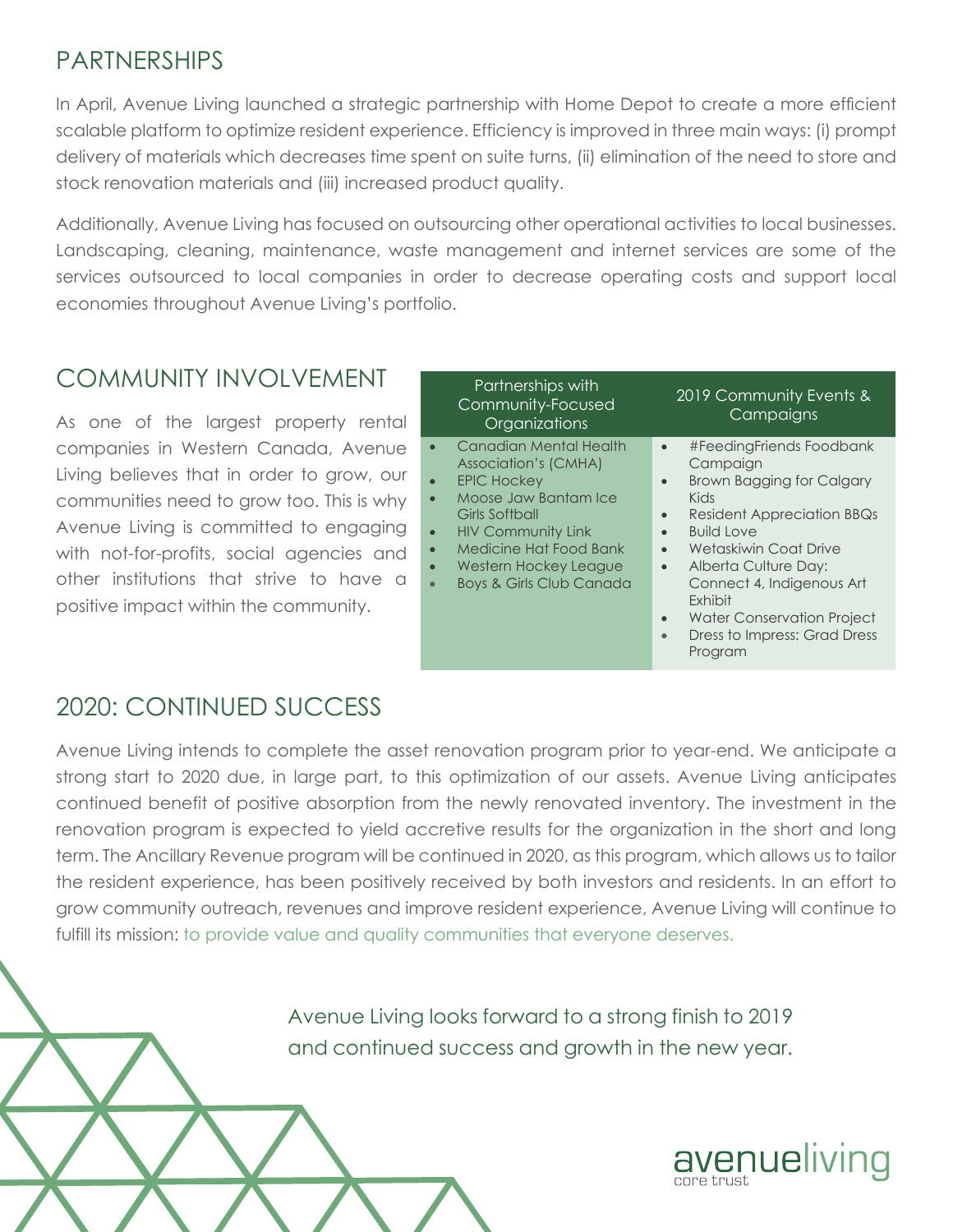## PARTNERSHIPS

In April, Avenue Living launched a strategic partnership with Home Depot to create a more efficient scalable platform to optimize resident experience. Efficiency is improved in three main ways: (i) prompt delivery of materials which decreases time spent on suite turns, (ii) elimination of the need to store and stock renovation materials and (iii) increased product quality.

Additionally, Avenue Living has focused on outsourcing other operational activities to local businesses. Landscaping, cleaning, maintenance, waste management and internet services are some of the services outsourced to local companies in order to decrease operating costs and support local economies throughout Avenue Living's portfolio.

## COMMUNITY INVOLVEMENT

As one of the largest property rental companies in Western Canada, Avenue Living believes that in order to grow, our communities need to grow too. This is why Avenue Living is committed to engaging with not-for-profits, social agencies and other institutions that strive to have a positive impact within the community.

| Partnerships with Community-Focused Organizations | 2019 Community Events & Campaigns |
|---|---|
| • Canadian Mental Health Association's (CMHA)<br>• EPIC Hockey<br>• Moose Jaw Bantam Ice Girls Softball<br>• HIV Community Link<br>• Medicine Hat Food Bank<br>• Western Hockey League<br>• Boys & Girls Club Canada | • #FeedingFriends Foodbank Campaign<br>• Brown Bagging for Calgary Kids<br>• Resident Appreciation BBQs<br>• Build Love<br>• Wetaskiwin Coat Drive<br>• Alberta Culture Day: Connect 4, Indigenous Art Exhibit<br>• Water Conservation Project<br>• Dress to Impress: Grad Dress Program |

## 2020: CONTINUED SUCCESS

Avenue Living intends to complete the asset renovation program prior to year-end. We anticipate a strong start to 2020 due, in large part, to this optimization of our assets. Avenue Living anticipates continued benefit of positive absorption from the newly renovated inventory. The investment in the renovation program is expected to yield accretive results for the organization in the short and long term. The Ancillary Revenue program will be continued in 2020, as this program, which allows us to tailor the resident experience, has been positively received by both investors and residents. In an effort to grow community outreach, revenues and improve resident experience, Avenue Living will continue to fulfill its mission: to provide value and quality communities that everyone deserves.

Avenue Living looks forward to a strong finish to 2019 and continued success and growth in the new year.

avenueliving
core trust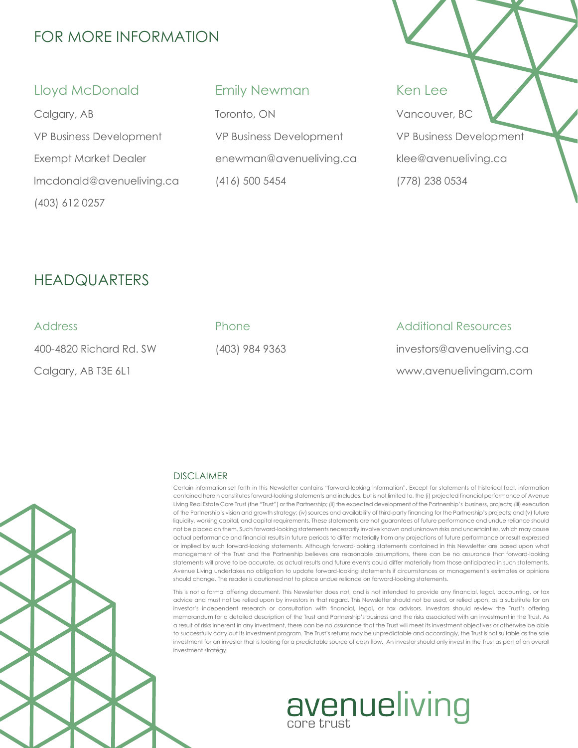## FOR MORE INFORMATION

### Lloyd McDonald

Calgary, AB

VP Business Development

Exempt Market Dealer

lmcdonald@avenueliving.ca

(403) 612 0257

### Emily Newman

Toronto, ON

VP Business Development

enewman@avenueliving.ca

(416) 500 5454

### Ken Lee

Vancouver, BC

VP Business Development

klee@avenueliving.ca

(778) 238 0534

## HEADQUARTERS

### Address

400-4820 Richard Rd. SW

Calgary, AB T3E 6L1

### Phone

(403) 984 9363

### Additional Resources

investors@avenueliving.ca

www.avenuelivingam.com

### DISCLAIMER

Certain information set forth in this Newsletter contains "forward-looking information". Except for statements of historical fact, information contained herein constitutes forward-looking statements and includes, but is not limited to, the (i) projected financial performance of Avenue Living Real Estate Core Trust (the "Trust") or the Partnership; (ii) the expected development of the Partnership's business, projects; (iii) execution of the Partnership's vision and growth strategy; (iv) sources and availability of third-party financing for the Partnership's projects; and (v) future liquidity, working capital, and capital requirements. These statements are not guarantees of future performance and undue reliance should not be placed on them. Such forward-looking statements necessarily involve known and unknown risks and uncertainties, which may cause actual performance and financial results in future periods to differ materially from any projections of future performance or result expressed or implied by such forward-looking statements. Although forward-looking statements contained in this Newsletter are based upon what management of the Trust and the Partnership believes are reasonable assumptions, there can be no assurance that forward-looking statements will prove to be accurate, as actual results and future events could differ materially from those anticipated in such statements. Avenue Living undertakes no obligation to update forward-looking statements if circumstances or management's estimates or opinions should change. The reader is cautioned not to place undue reliance on forward-looking statements.

This is not a formal offering document. This Newsletter does not, and is not intended to provide any financial, legal, accounting, or tax advice and must not be relied upon by investors in that regard. This Newsletter should not be used, or relied upon, as a substitute for an investor's independent research or consultation with financial, legal, or tax advisors. Investors should review the Trust's offering memorandum for a detailed description of the Trust and Partnership's business and the risks associated with an investment in the Trust. As a result of risks inherent in any investment, there can be no assurance that the Trust will meet its investment objectives or otherwise be able to successfully carry out its investment program. The Trust's returns may be unpredictable and accordingly, the Trust is not suitable as the sole investment for an investor that is looking for a predictable source of cash flow. An investor should only invest in the Trust as part of an overall investment strategy.

avenueliving
core trust